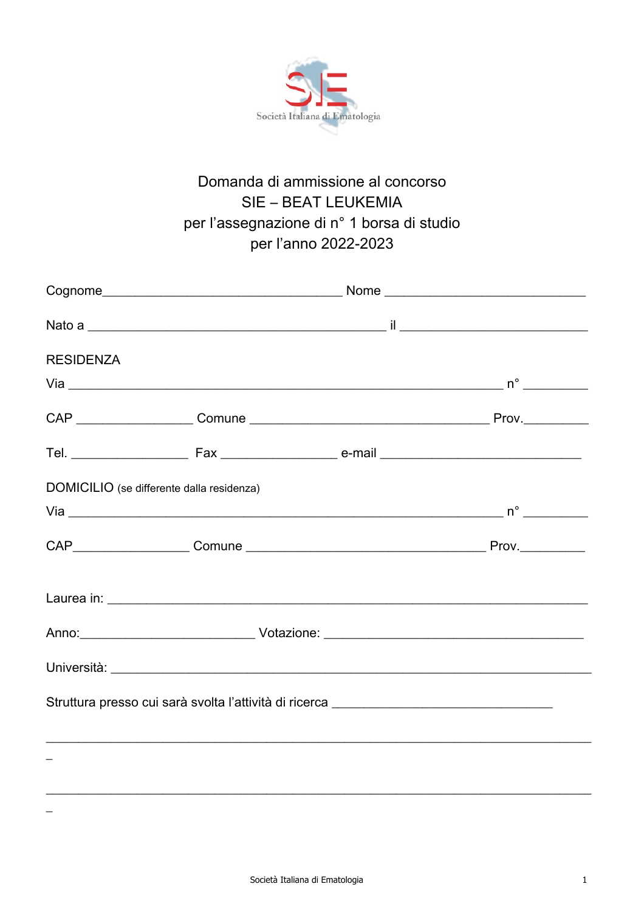Società Italiana di Ematologia

# Domanda di ammissione al concorso SIE – BEAT LEUKEMIA per l'assegnazione di n° 1 borsa di studio per l'anno 2022-2023

Cognome_________________________________ Nome ___________________________

Nato a _________________________________________ il ___________________________

RESIDENZA

Via ____________________________________________________________ n° _________

CAP ________________ Comune ___________________________________ Prov._________

Tel. ________________ Fax ________________ e-mail ______________________________

DOMICILIO (se differente dalla residenza)

Via ____________________________________________________________ n° _________

CAP________________ Comune ___________________________________ Prov._________

Laurea in: __________________________________________________________________

Anno:________________________ Votazione: ____________________________________

Università: __________________________________________________________________

Struttura presso cui sarà svolta l'attività di ricerca _______________________________

____________________________________________________________________________

____________________________________________________________________________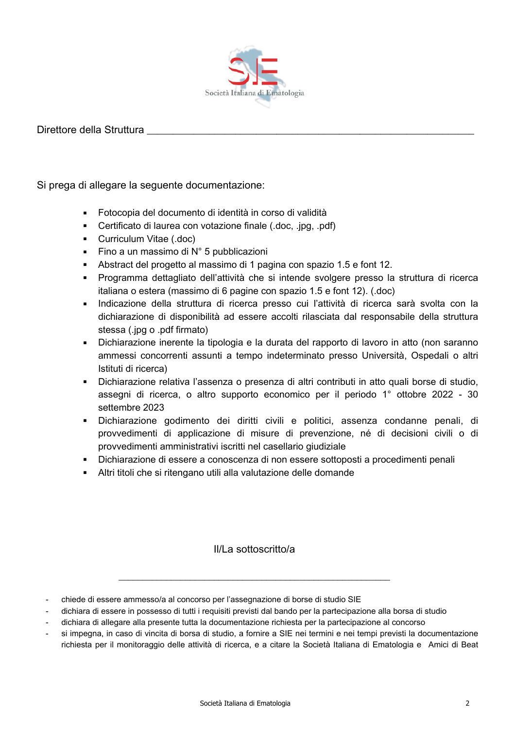Direttore della Struttura ____________________________________________________________

Si prega di allegare la seguente documentazione:

- Fotocopia del documento di identità in corso di validità
- Certificato di laurea con votazione finale (.doc, .jpg, .pdf)
- Curriculum Vitae (.doc)
- Fino a un massimo di N° 5 pubblicazioni
- Abstract del progetto al massimo di 1 pagina con spazio 1.5 e font 12.
- Programma dettagliato dell'attività che si intende svolgere presso la struttura di ricerca italiana o estera (massimo di 6 pagine con spazio 1.5 e font 12). (.doc)
- Indicazione della struttura di ricerca presso cui l'attività di ricerca sarà svolta con la dichiarazione di disponibilità ad essere accolti rilasciata dal responsabile della struttura stessa (.jpg o .pdf firmato)
- Dichiarazione inerente la tipologia e la durata del rapporto di lavoro in atto (non saranno ammessi concorrenti assunti a tempo indeterminato presso Università, Ospedali o altri Istituti di ricerca)
- Dichiarazione relativa l'assenza o presenza di altri contributi in atto quali borse di studio, assegni di ricerca, o altro supporto economico per il periodo 1° ottobre 2022 - 30 settembre 2023
- Dichiarazione godimento dei diritti civili e politici, assenza condanne penali, di provvedimenti di applicazione di misure di prevenzione, né di decisioni civili o di provvedimenti amministrativi iscritti nel casellario giudiziale
- Dichiarazione di essere a conoscenza di non essere sottoposti a procedimenti penali
- Altri titoli che si ritengano utili alla valutazione delle domande

Il/La sottoscritto/a

_______________________________________________

- chiede di essere ammesso/a al concorso per l'assegnazione di borse di studio SIE
- dichiara di essere in possesso di tutti i requisiti previsti dal bando per la partecipazione alla borsa di studio
- dichiara di allegare alla presente tutta la documentazione richiesta per la partecipazione al concorso
- si impegna, in caso di vincita di borsa di studio, a fornire a SIE nei termini e nei tempi previsti la documentazione richiesta per il monitoraggio delle attività di ricerca, e a citare la Società Italiana di Ematologia e Amici di Beat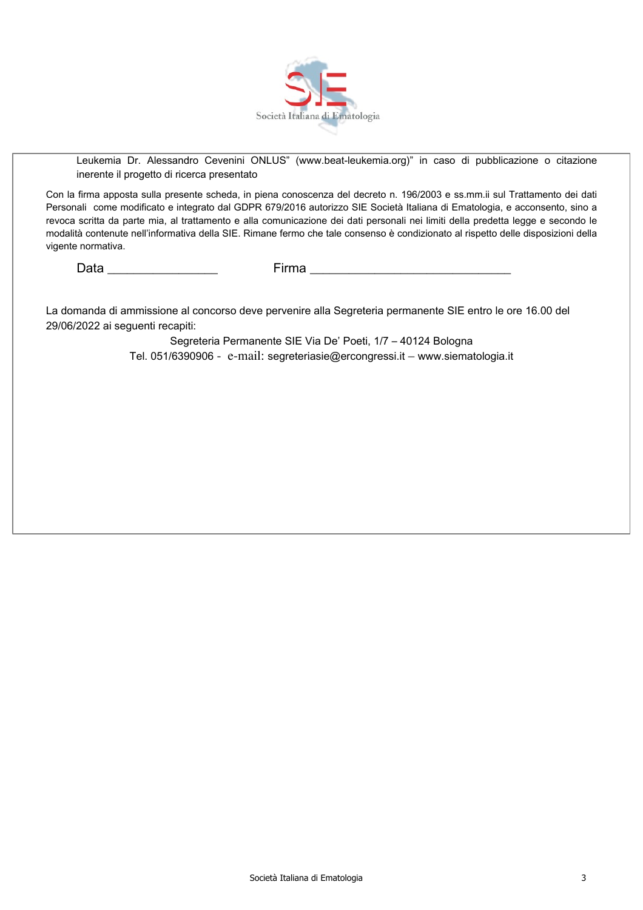Leukemia Dr. Alessandro Cevenini ONLUS" (www.beat-leukemia.org)" in caso di pubblicazione o citazione inerente il progetto di ricerca presentato

Con la firma apposta sulla presente scheda, in piena conoscenza del decreto n. 196/2003 e ss.mm.ii sul Trattamento dei dati Personali come modificato e integrato dal GDPR 679/2016 autorizzo SIE Società Italiana di Ematologia, e acconsento, sino a revoca scritta da parte mia, al trattamento e alla comunicazione dei dati personali nei limiti della predetta legge e secondo le modalità contenute nell'informativa della SIE. Rimane fermo che tale consenso è condizionato al rispetto delle disposizioni della vigente normativa.

Data _________________ Firma _______________________________

La domanda di ammissione al concorso deve pervenire alla Segreteria permanente SIE entro le ore 16.00 del 29/06/2022 ai seguenti recapiti:

Segreteria Permanente SIE Via De' Poeti, 1/7 – 40124 Bologna
Tel. 051/6390906 - e-mail: segreteriasie@ercongressi.it – www.siematologia.it